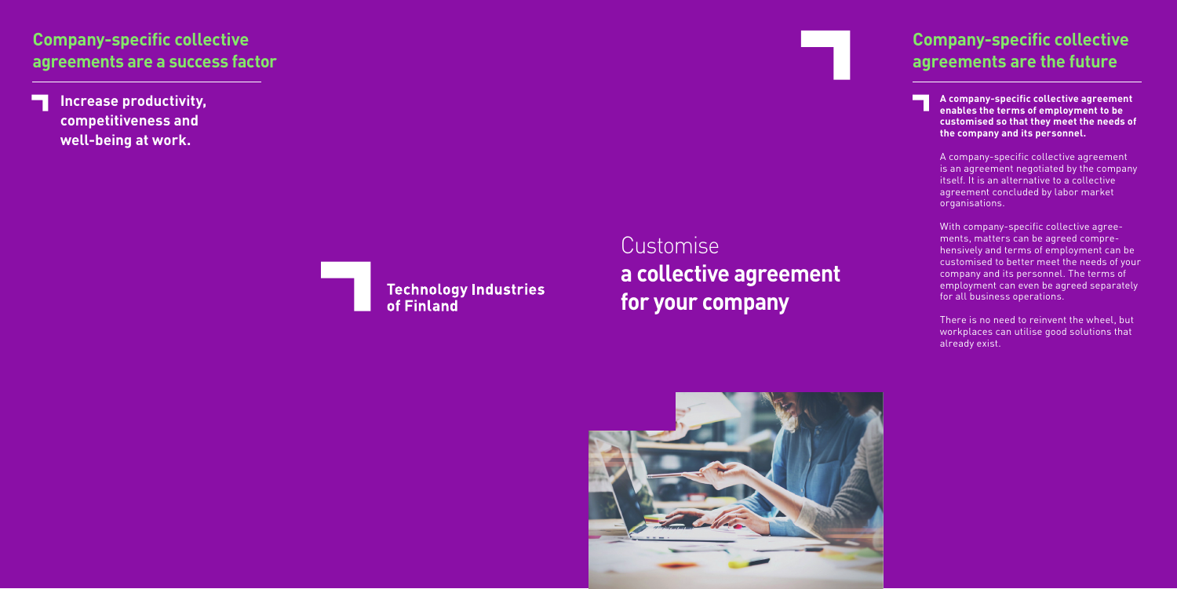## Company-specific collective agreements are a success factor

**Increase productivity, competitiveness and well-being at work.**

**Technology Industries of Finland**

# Customise **a collective agreement for your company**

## Company-specific collective agreements are the future

**A company-specific collective agreement enables the terms of employment to be customised so that they meet the needs of the company and its personnel.**

A company-specific collective agreement is an agreement negotiated by the company itself. It is an alternative to a collective agreement concluded by labor market organisations.

With company-specific collective agreements, matters can be agreed comprehensively and terms of employment can be customised to better meet the needs of your company and its personnel. The terms of employment can even be agreed separately for all business operations.

There is no need to reinvent the wheel, but workplaces can utilise good solutions that already exist.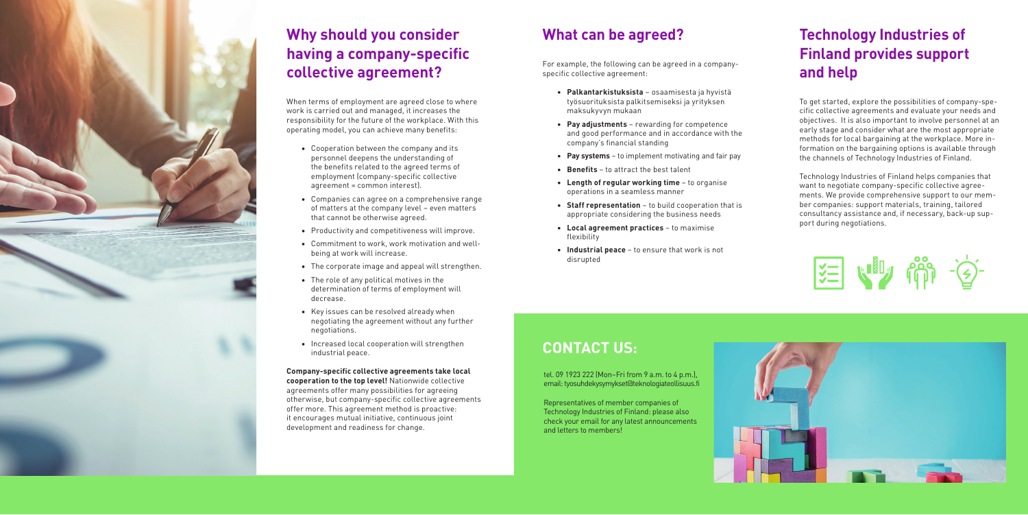## Why should you consider having a company-specific collective agreement?

When terms of employment are agreed close to where work is carried out and managed, it increases the responsibility for the future of the workplace. With this operating model, you can achieve many benefits:

- Cooperation between the company and its personnel deepens the understanding of the benefits related to the agreed terms of employment (company-specific collective agreement = common interest).
- Companies can agree on a comprehensive range of matters at the company level – even matters that cannot be otherwise agreed.
- Productivity and competitiveness will improve.
- Commitment to work, work motivation and well-being at work will increase.
- The corporate image and appeal will strengthen.
- The role of any political motives in the determination of terms of employment will decrease.
- Key issues can be resolved already when negotiating the agreement without any further negotiations.
- Increased local cooperation will strengthen industrial peace.

**Company-specific collective agreements take local cooperation to the top level!** Nationwide collective agreements offer many possibilities for agreeing otherwise, but company-specific collective agreements offer more. This agreement method is proactive: it encourages mutual initiative, continuous joint development and readiness for change.

## What can be agreed?

For example, the following can be agreed in a company-specific collective agreement:

- **Palkantarkistuksista** – osaamisesta ja hyvistä työsuorituksista palkitsemiseksi ja yrityksen maksukyvyn mukaan
- **Pay adjustments** – rewarding for competence and good performance and in accordance with the company's financial standing
- **Pay systems** – to implement motivating and fair pay
- **Benefits** – to attract the best talent
- **Length of regular working time** – to organise operations in a seamless manner
- **Staff representation** – to build cooperation that is appropriate considering the business needs
- **Local agreement practices** – to maximise flexibility
- **Industrial peace** – to ensure that work is not disrupted

## Technology Industries of Finland provides support and help

To get started, explore the possibilities of company-specific collective agreements and evaluate your needs and objectives. It is also important to involve personnel at an early stage and consider what are the most appropriate methods for local bargaining at the workplace. More information on the bargaining options is available through the channels of Technology Industries of Finland.

Technology Industries of Finland helps companies that want to negotiate company-specific collective agreements. We provide comprehensive support to our member companies: support materials, training, tailored consultancy assistance and, if necessary, back-up support during negotiations.

## CONTACT US:

tel. 09 1923 222 (Mon–Fri from 9 a.m. to 4 p.m.),
email: tyosuhdekysymykset@teknologiateollisuus.fi

Representatives of member companies of Technology Industries of Finland: please also check your email for any latest announcements and letters to members!